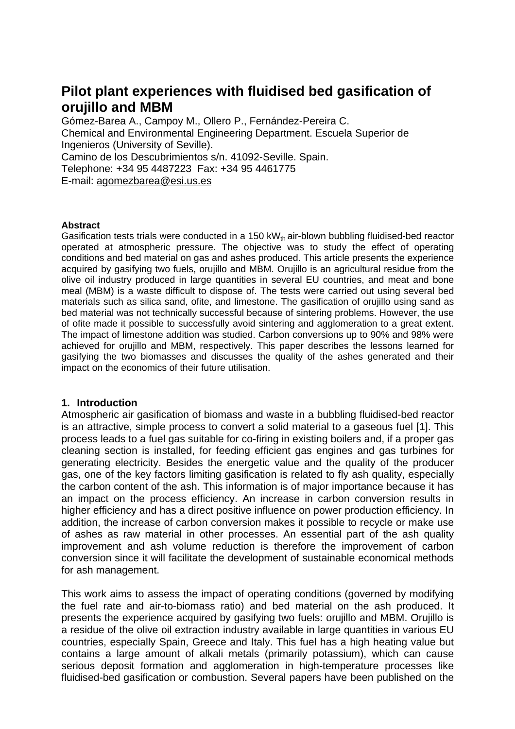# Pilot plant experiences with fluidised bed gasification of orujillo and MBM

Gómez-Barea A., Campoy M., Ollero P., Fernández-Pereira C.
Chemical and Environmental Engineering Department. Escuela Superior de Ingenieros (University of Seville).
Camino de los Descubrimientos s/n. 41092-Seville. Spain.
Telephone: +34 95 4487223 Fax: +34 95 4461775
E-mail: agomezbarea@esi.us.es

**Abstract**

Gasification tests trials were conducted in a 150 $kW_{th}$ air-blown bubbling fluidised-bed reactor operated at atmospheric pressure. The objective was to study the effect of operating conditions and bed material on gas and ashes produced. This article presents the experience acquired by gasifying two fuels, orujillo and MBM. Orujillo is an agricultural residue from the olive oil industry produced in large quantities in several EU countries, and meat and bone meal (MBM) is a waste difficult to dispose of. The tests were carried out using several bed materials such as silica sand, ofite, and limestone. The gasification of orujillo using sand as bed material was not technically successful because of sintering problems. However, the use of ofite made it possible to successfully avoid sintering and agglomeration to a great extent. The impact of limestone addition was studied. Carbon conversions up to 90% and 98% were achieved for orujillo and MBM, respectively. This paper describes the lessons learned for gasifying the two biomasses and discusses the quality of the ashes generated and their impact on the economics of their future utilisation.

## 1. Introduction

Atmospheric air gasification of biomass and waste in a bubbling fluidised-bed reactor is an attractive, simple process to convert a solid material to a gaseous fuel [1]. This process leads to a fuel gas suitable for co-firing in existing boilers and, if a proper gas cleaning section is installed, for feeding efficient gas engines and gas turbines for generating electricity. Besides the energetic value and the quality of the producer gas, one of the key factors limiting gasification is related to fly ash quality, especially the carbon content of the ash. This information is of major importance because it has an impact on the process efficiency. An increase in carbon conversion results in higher efficiency and has a direct positive influence on power production efficiency. In addition, the increase of carbon conversion makes it possible to recycle or make use of ashes as raw material in other processes. An essential part of the ash quality improvement and ash volume reduction is therefore the improvement of carbon conversion since it will facilitate the development of sustainable economical methods for ash management.

This work aims to assess the impact of operating conditions (governed by modifying the fuel rate and air-to-biomass ratio) and bed material on the ash produced. It presents the experience acquired by gasifying two fuels: orujillo and MBM. Orujillo is a residue of the olive oil extraction industry available in large quantities in various EU countries, especially Spain, Greece and Italy. This fuel has a high heating value but contains a large amount of alkali metals (primarily potassium), which can cause serious deposit formation and agglomeration in high-temperature processes like fluidised-bed gasification or combustion. Several papers have been published on the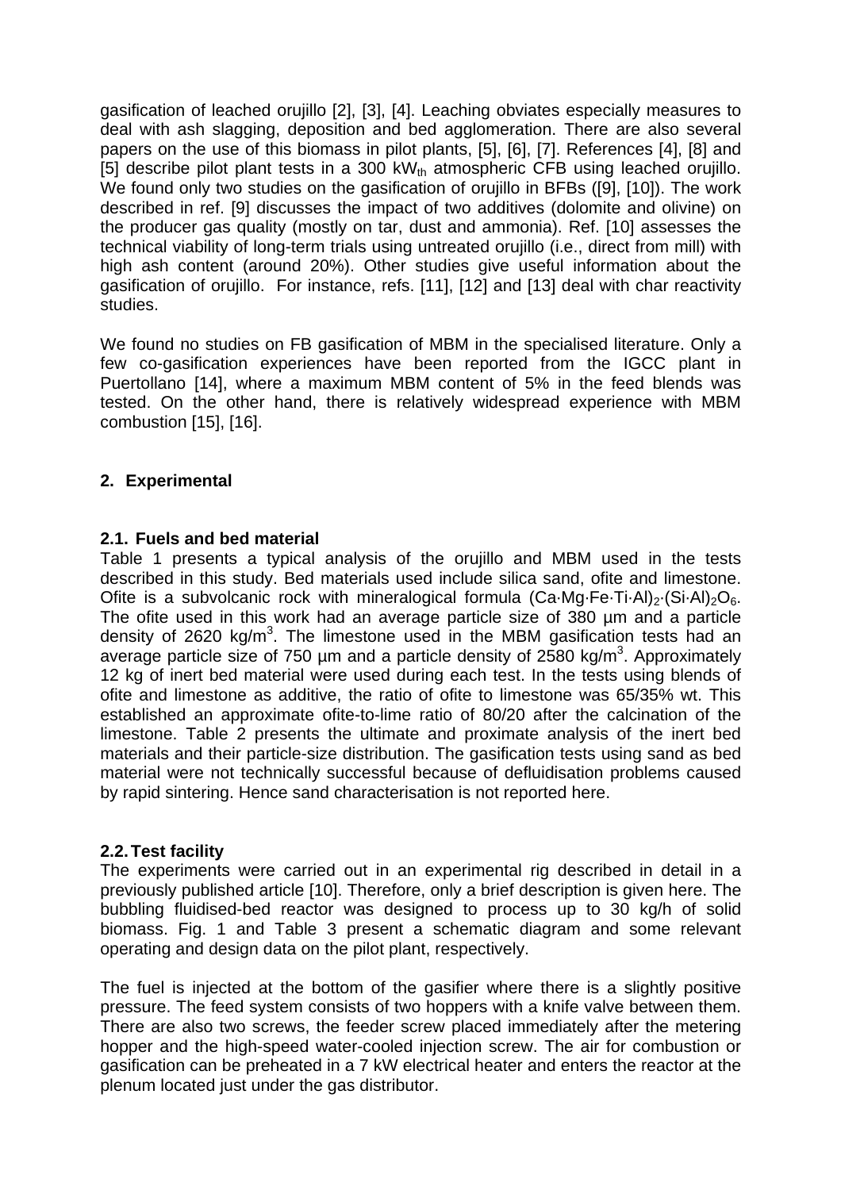gasification of leached orujillo [2], [3], [4]. Leaching obviates especially measures to deal with ash slagging, deposition and bed agglomeration. There are also several papers on the use of this biomass in pilot plants, [5], [6], [7]. References [4], [8] and [5] describe pilot plant tests in a 300 $kW_{th}$ atmospheric CFB using leached orujillo. We found only two studies on the gasification of orujillo in BFBs ([9], [10]). The work described in ref. [9] discusses the impact of two additives (dolomite and olivine) on the producer gas quality (mostly on tar, dust and ammonia). Ref. [10] assesses the technical viability of long-term trials using untreated orujillo (i.e., direct from mill) with high ash content (around 20%). Other studies give useful information about the gasification of orujillo. For instance, refs. [11], [12] and [13] deal with char reactivity studies.

We found no studies on FB gasification of MBM in the specialised literature. Only a few co-gasification experiences have been reported from the IGCC plant in Puertollano [14], where a maximum MBM content of 5% in the feed blends was tested. On the other hand, there is relatively widespread experience with MBM combustion [15], [16].

## 2. Experimental

### 2.1. Fuels and bed material

Table 1 presents a typical analysis of the orujillo and MBM used in the tests described in this study. Bed materials used include silica sand, ofite and limestone. Ofite is a subvolcanic rock with mineralogical formula $(Ca \cdot Mg \cdot Fe \cdot Ti \cdot Al)_2 \cdot (Si \cdot Al)_2 O_6$. The ofite used in this work had an average particle size of 380 μm and a particle density of 2620 $kg/m^3$. The limestone used in the MBM gasification tests had an average particle size of 750 μm and a particle density of 2580 $kg/m^3$. Approximately 12 kg of inert bed material were used during each test. In the tests using blends of ofite and limestone as additive, the ratio of ofite to limestone was 65/35% wt. This established an approximate ofite-to-lime ratio of 80/20 after the calcination of the limestone. Table 2 presents the ultimate and proximate analysis of the inert bed materials and their particle-size distribution. The gasification tests using sand as bed material were not technically successful because of defluidisation problems caused by rapid sintering. Hence sand characterisation is not reported here.

### 2.2. Test facility

The experiments were carried out in an experimental rig described in detail in a previously published article [10]. Therefore, only a brief description is given here. The bubbling fluidised-bed reactor was designed to process up to 30 kg/h of solid biomass. Fig. 1 and Table 3 present a schematic diagram and some relevant operating and design data on the pilot plant, respectively.

The fuel is injected at the bottom of the gasifier where there is a slightly positive pressure. The feed system consists of two hoppers with a knife valve between them. There are also two screws, the feeder screw placed immediately after the metering hopper and the high-speed water-cooled injection screw. The air for combustion or gasification can be preheated in a 7 kW electrical heater and enters the reactor at the plenum located just under the gas distributor.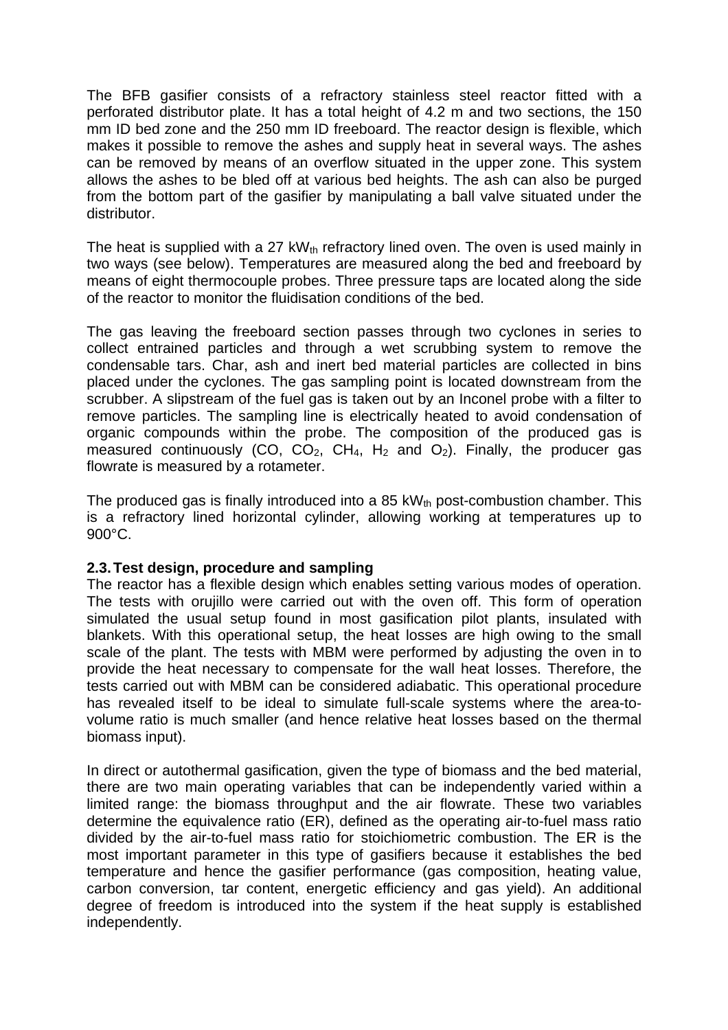The BFB gasifier consists of a refractory stainless steel reactor fitted with a perforated distributor plate. It has a total height of 4.2 m and two sections, the 150 mm ID bed zone and the 250 mm ID freeboard. The reactor design is flexible, which makes it possible to remove the ashes and supply heat in several ways. The ashes can be removed by means of an overflow situated in the upper zone. This system allows the ashes to be bled off at various bed heights. The ash can also be purged from the bottom part of the gasifier by manipulating a ball valve situated under the distributor.

The heat is supplied with a 27 $kW_{th}$ refractory lined oven. The oven is used mainly in two ways (see below). Temperatures are measured along the bed and freeboard by means of eight thermocouple probes. Three pressure taps are located along the side of the reactor to monitor the fluidisation conditions of the bed.

The gas leaving the freeboard section passes through two cyclones in series to collect entrained particles and through a wet scrubbing system to remove the condensable tars. Char, ash and inert bed material particles are collected in bins placed under the cyclones. The gas sampling point is located downstream from the scrubber. A slipstream of the fuel gas is taken out by an Inconel probe with a filter to remove particles. The sampling line is electrically heated to avoid condensation of organic compounds within the probe. The composition of the produced gas is measured continuously (CO, $CO_2$, $CH_4$, $H_2$ and $O_2$). Finally, the producer gas flowrate is measured by a rotameter.

The produced gas is finally introduced into a 85 $kW_{th}$ post-combustion chamber. This is a refractory lined horizontal cylinder, allowing working at temperatures up to 900°C.

### 2.3. Test design, procedure and sampling

The reactor has a flexible design which enables setting various modes of operation. The tests with orujillo were carried out with the oven off. This form of operation simulated the usual setup found in most gasification pilot plants, insulated with blankets. With this operational setup, the heat losses are high owing to the small scale of the plant. The tests with MBM were performed by adjusting the oven in to provide the heat necessary to compensate for the wall heat losses. Therefore, the tests carried out with MBM can be considered adiabatic. This operational procedure has revealed itself to be ideal to simulate full-scale systems where the area-to-volume ratio is much smaller (and hence relative heat losses based on the thermal biomass input).

In direct or autothermal gasification, given the type of biomass and the bed material, there are two main operating variables that can be independently varied within a limited range: the biomass throughput and the air flowrate. These two variables determine the equivalence ratio (ER), defined as the operating air-to-fuel mass ratio divided by the air-to-fuel mass ratio for stoichiometric combustion. The ER is the most important parameter in this type of gasifiers because it establishes the bed temperature and hence the gasifier performance (gas composition, heating value, carbon conversion, tar content, energetic efficiency and gas yield). An additional degree of freedom is introduced into the system if the heat supply is established independently.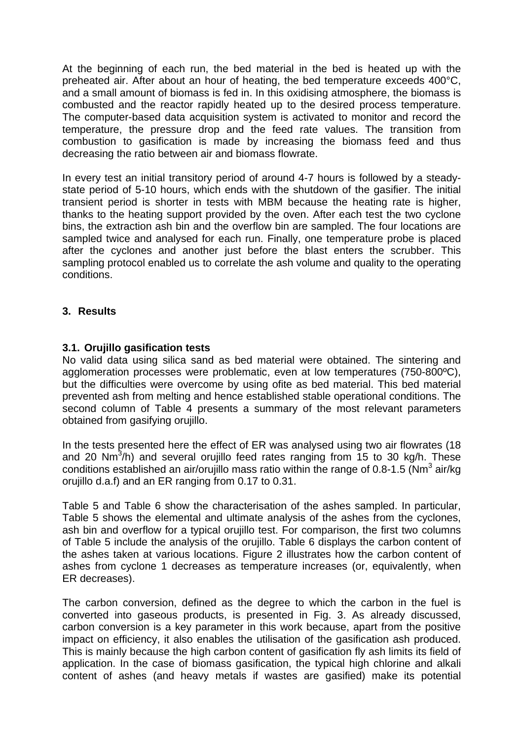At the beginning of each run, the bed material in the bed is heated up with the preheated air. After about an hour of heating, the bed temperature exceeds 400°C, and a small amount of biomass is fed in. In this oxidising atmosphere, the biomass is combusted and the reactor rapidly heated up to the desired process temperature. The computer-based data acquisition system is activated to monitor and record the temperature, the pressure drop and the feed rate values. The transition from combustion to gasification is made by increasing the biomass feed and thus decreasing the ratio between air and biomass flowrate.

In every test an initial transitory period of around 4-7 hours is followed by a steady-state period of 5-10 hours, which ends with the shutdown of the gasifier. The initial transient period is shorter in tests with MBM because the heating rate is higher, thanks to the heating support provided by the oven. After each test the two cyclone bins, the extraction ash bin and the overflow bin are sampled. The four locations are sampled twice and analysed for each run. Finally, one temperature probe is placed after the cyclones and another just before the blast enters the scrubber. This sampling protocol enabled us to correlate the ash volume and quality to the operating conditions.

## 3. Results

### 3.1. Orujillo gasification tests

No valid data using silica sand as bed material were obtained. The sintering and agglomeration processes were problematic, even at low temperatures (750-800ºC), but the difficulties were overcome by using ofite as bed material. This bed material prevented ash from melting and hence established stable operational conditions. The second column of Table 4 presents a summary of the most relevant parameters obtained from gasifying orujillo.

In the tests presented here the effect of ER was analysed using two air flowrates (18 and 20 $Nm^3$/h) and several orujillo feed rates ranging from 15 to 30 kg/h. These conditions established an air/orujillo mass ratio within the range of 0.8-1.5 ($Nm^3$ air/kg orujillo d.a.f) and an ER ranging from 0.17 to 0.31.

Table 5 and Table 6 show the characterisation of the ashes sampled. In particular, Table 5 shows the elemental and ultimate analysis of the ashes from the cyclones, ash bin and overflow for a typical orujillo test. For comparison, the first two columns of Table 5 include the analysis of the orujillo. Table 6 displays the carbon content of the ashes taken at various locations. Figure 2 illustrates how the carbon content of ashes from cyclone 1 decreases as temperature increases (or, equivalently, when ER decreases).

The carbon conversion, defined as the degree to which the carbon in the fuel is converted into gaseous products, is presented in Fig. 3. As already discussed, carbon conversion is a key parameter in this work because, apart from the positive impact on efficiency, it also enables the utilisation of the gasification ash produced. This is mainly because the high carbon content of gasification fly ash limits its field of application. In the case of biomass gasification, the typical high chlorine and alkali content of ashes (and heavy metals if wastes are gasified) make its potential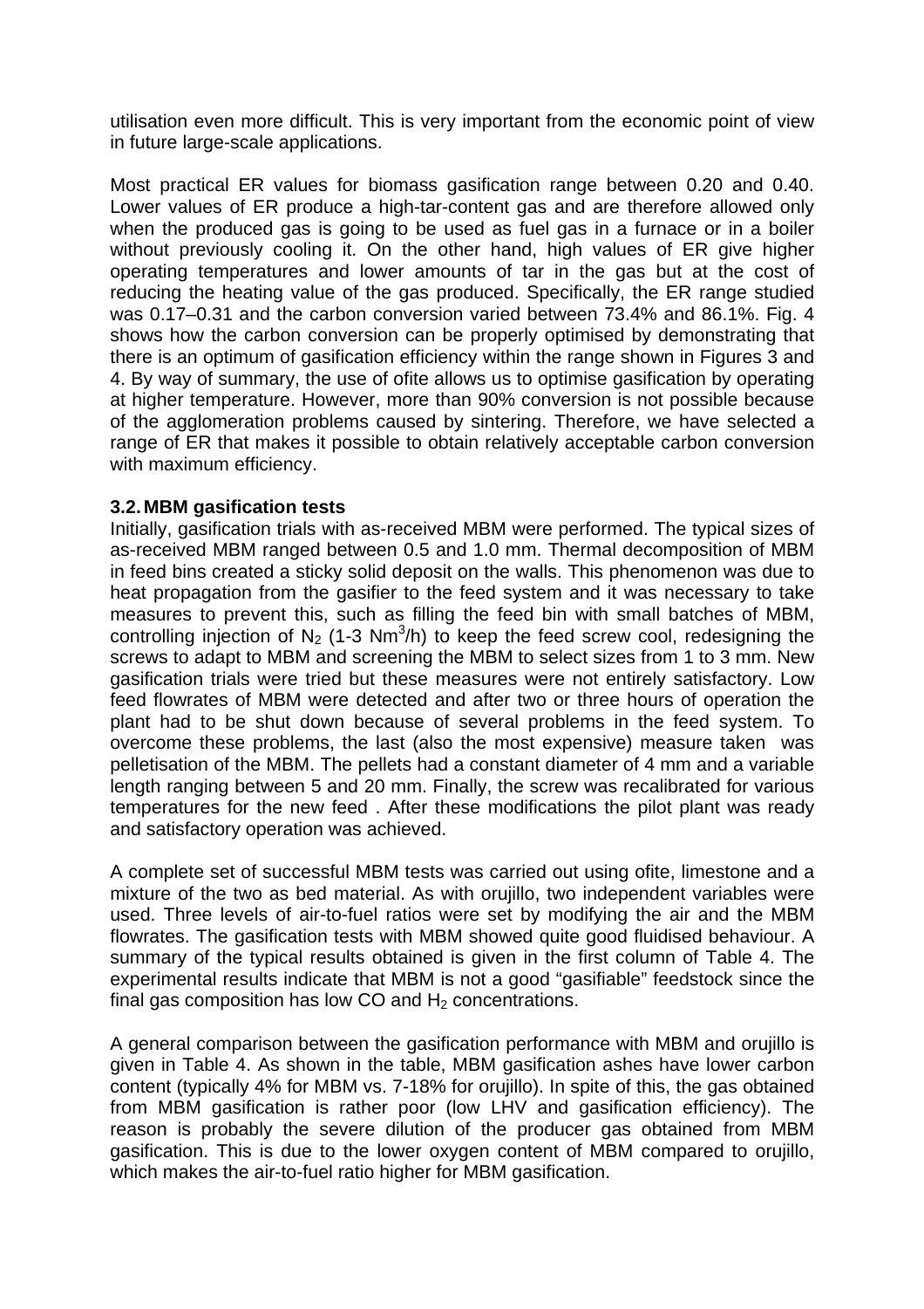utilisation even more difficult. This is very important from the economic point of view in future large-scale applications.

Most practical ER values for biomass gasification range between 0.20 and 0.40. Lower values of ER produce a high-tar-content gas and are therefore allowed only when the produced gas is going to be used as fuel gas in a furnace or in a boiler without previously cooling it. On the other hand, high values of ER give higher operating temperatures and lower amounts of tar in the gas but at the cost of reducing the heating value of the gas produced. Specifically, the ER range studied was 0.17–0.31 and the carbon conversion varied between 73.4% and 86.1%. Fig. 4 shows how the carbon conversion can be properly optimised by demonstrating that there is an optimum of gasification efficiency within the range shown in Figures 3 and 4. By way of summary, the use of ofite allows us to optimise gasification by operating at higher temperature. However, more than 90% conversion is not possible because of the agglomeration problems caused by sintering. Therefore, we have selected a range of ER that makes it possible to obtain relatively acceptable carbon conversion with maximum efficiency.

### 3.2. MBM gasification tests

Initially, gasification trials with as-received MBM were performed. The typical sizes of as-received MBM ranged between 0.5 and 1.0 mm. Thermal decomposition of MBM in feed bins created a sticky solid deposit on the walls. This phenomenon was due to heat propagation from the gasifier to the feed system and it was necessary to take measures to prevent this, such as filling the feed bin with small batches of MBM, controlling injection of $N_2$ (1-3 $Nm^3/h$) to keep the feed screw cool, redesigning the screws to adapt to MBM and screening the MBM to select sizes from 1 to 3 mm. New gasification trials were tried but these measures were not entirely satisfactory. Low feed flowrates of MBM were detected and after two or three hours of operation the plant had to be shut down because of several problems in the feed system. To overcome these problems, the last (also the most expensive) measure taken was pelletisation of the MBM. The pellets had a constant diameter of 4 mm and a variable length ranging between 5 and 20 mm. Finally, the screw was recalibrated for various temperatures for the new feed . After these modifications the pilot plant was ready and satisfactory operation was achieved.

A complete set of successful MBM tests was carried out using ofite, limestone and a mixture of the two as bed material. As with orujillo, two independent variables were used. Three levels of air-to-fuel ratios were set by modifying the air and the MBM flowrates. The gasification tests with MBM showed quite good fluidised behaviour. A summary of the typical results obtained is given in the first column of Table 4. The experimental results indicate that MBM is not a good "gasifiable" feedstock since the final gas composition has low CO and $H_2$ concentrations.

A general comparison between the gasification performance with MBM and orujillo is given in Table 4. As shown in the table, MBM gasification ashes have lower carbon content (typically 4% for MBM vs. 7-18% for orujillo). In spite of this, the gas obtained from MBM gasification is rather poor (low LHV and gasification efficiency). The reason is probably the severe dilution of the producer gas obtained from MBM gasification. This is due to the lower oxygen content of MBM compared to orujillo, which makes the air-to-fuel ratio higher for MBM gasification.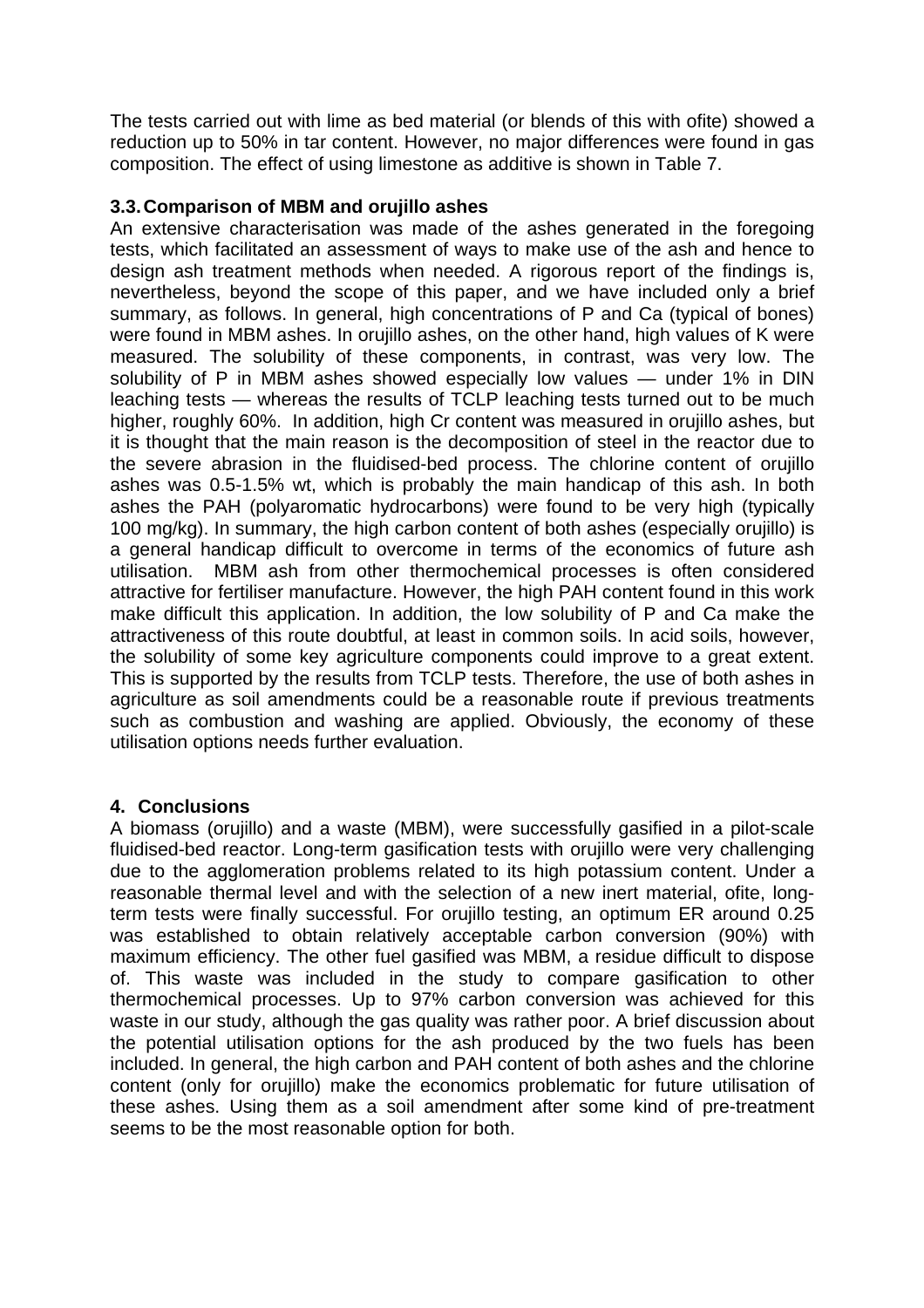The tests carried out with lime as bed material (or blends of this with ofite) showed a reduction up to 50% in tar content. However, no major differences were found in gas composition. The effect of using limestone as additive is shown in Table 7.

### 3.3. Comparison of MBM and orujillo ashes

An extensive characterisation was made of the ashes generated in the foregoing tests, which facilitated an assessment of ways to make use of the ash and hence to design ash treatment methods when needed. A rigorous report of the findings is, nevertheless, beyond the scope of this paper, and we have included only a brief summary, as follows. In general, high concentrations of P and Ca (typical of bones) were found in MBM ashes. In orujillo ashes, on the other hand, high values of K were measured. The solubility of these components, in contrast, was very low. The solubility of P in MBM ashes showed especially low values — under 1% in DIN leaching tests — whereas the results of TCLP leaching tests turned out to be much higher, roughly 60%. In addition, high Cr content was measured in orujillo ashes, but it is thought that the main reason is the decomposition of steel in the reactor due to the severe abrasion in the fluidised-bed process. The chlorine content of orujillo ashes was 0.5-1.5% wt, which is probably the main handicap of this ash. In both ashes the PAH (polyaromatic hydrocarbons) were found to be very high (typically 100 mg/kg). In summary, the high carbon content of both ashes (especially orujillo) is a general handicap difficult to overcome in terms of the economics of future ash utilisation. MBM ash from other thermochemical processes is often considered attractive for fertiliser manufacture. However, the high PAH content found in this work make difficult this application. In addition, the low solubility of P and Ca make the attractiveness of this route doubtful, at least in common soils. In acid soils, however, the solubility of some key agriculture components could improve to a great extent. This is supported by the results from TCLP tests. Therefore, the use of both ashes in agriculture as soil amendments could be a reasonable route if previous treatments such as combustion and washing are applied. Obviously, the economy of these utilisation options needs further evaluation.

## 4. Conclusions

A biomass (orujillo) and a waste (MBM), were successfully gasified in a pilot-scale fluidised-bed reactor. Long-term gasification tests with orujillo were very challenging due to the agglomeration problems related to its high potassium content. Under a reasonable thermal level and with the selection of a new inert material, ofite, long-term tests were finally successful. For orujillo testing, an optimum ER around 0.25 was established to obtain relatively acceptable carbon conversion (90%) with maximum efficiency. The other fuel gasified was MBM, a residue difficult to dispose of. This waste was included in the study to compare gasification to other thermochemical processes. Up to 97% carbon conversion was achieved for this waste in our study, although the gas quality was rather poor. A brief discussion about the potential utilisation options for the ash produced by the two fuels has been included. In general, the high carbon and PAH content of both ashes and the chlorine content (only for orujillo) make the economics problematic for future utilisation of these ashes. Using them as a soil amendment after some kind of pre-treatment seems to be the most reasonable option for both.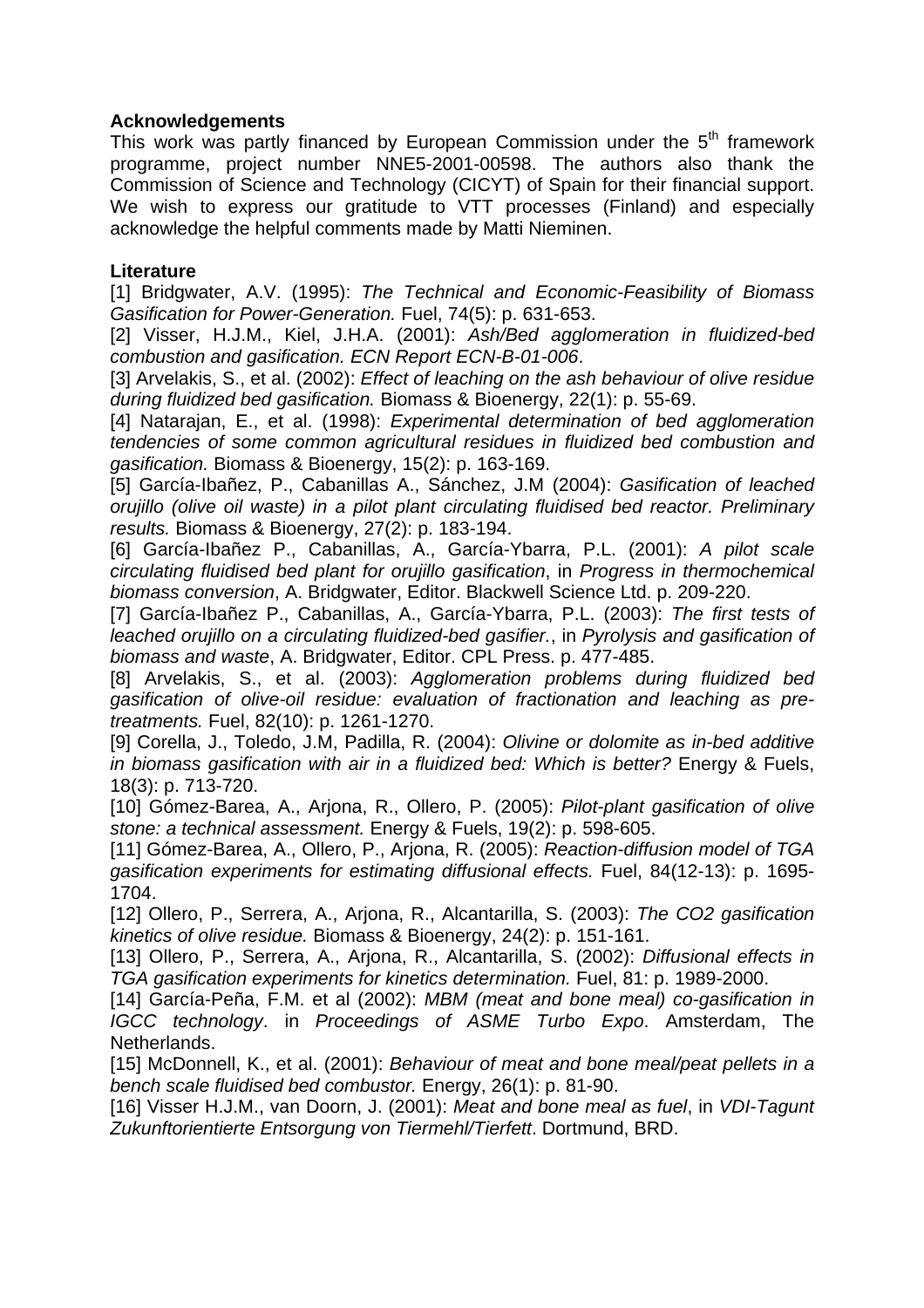**Acknowledgements**

This work was partly financed by European Commission under the 5th framework programme, project number NNE5-2001-00598. The authors also thank the Commission of Science and Technology (CICYT) of Spain for their financial support. We wish to express our gratitude to VTT processes (Finland) and especially acknowledge the helpful comments made by Matti Nieminen.

**Literature**

[1] Bridgwater, A.V. (1995): *The Technical and Economic-Feasibility of Biomass Gasification for Power-Generation.* Fuel, 74(5): p. 631-653.

[2] Visser, H.J.M., Kiel, J.H.A. (2001): *Ash/Bed agglomeration in fluidized-bed combustion and gasification. ECN Report ECN-B-01-006*.

[3] Arvelakis, S., et al. (2002): *Effect of leaching on the ash behaviour of olive residue during fluidized bed gasification.* Biomass & Bioenergy, 22(1): p. 55-69.

[4] Natarajan, E., et al. (1998): *Experimental determination of bed agglomeration tendencies of some common agricultural residues in fluidized bed combustion and gasification.* Biomass & Bioenergy, 15(2): p. 163-169.

[5] García-Ibañez, P., Cabanillas A., Sánchez, J.M (2004): *Gasification of leached orujillo (olive oil waste) in a pilot plant circulating fluidised bed reactor. Preliminary results.* Biomass & Bioenergy, 27(2): p. 183-194.

[6] García-Ibañez P., Cabanillas, A., García-Ybarra, P.L. (2001): *A pilot scale circulating fluidised bed plant for orujillo gasification*, in *Progress in thermochemical biomass conversion*, A. Bridgwater, Editor. Blackwell Science Ltd. p. 209-220.

[7] García-Ibañez P., Cabanillas, A., García-Ybarra, P.L. (2003): *The first tests of leached orujillo on a circulating fluidized-bed gasifier.*, in *Pyrolysis and gasification of biomass and waste*, A. Bridgwater, Editor. CPL Press. p. 477-485.

[8] Arvelakis, S., et al. (2003): *Agglomeration problems during fluidized bed gasification of olive-oil residue: evaluation of fractionation and leaching as pre-treatments.* Fuel, 82(10): p. 1261-1270.

[9] Corella, J., Toledo, J.M, Padilla, R. (2004): *Olivine or dolomite as in-bed additive in biomass gasification with air in a fluidized bed: Which is better?* Energy & Fuels, 18(3): p. 713-720.

[10] Gómez-Barea, A., Arjona, R., Ollero, P. (2005): *Pilot-plant gasification of olive stone: a technical assessment.* Energy & Fuels, 19(2): p. 598-605.

[11] Gómez-Barea, A., Ollero, P., Arjona, R. (2005): *Reaction-diffusion model of TGA gasification experiments for estimating diffusional effects.* Fuel, 84(12-13): p. 1695-1704.

[12] Ollero, P., Serrera, A., Arjona, R., Alcantarilla, S. (2003): *The CO2 gasification kinetics of olive residue.* Biomass & Bioenergy, 24(2): p. 151-161.

[13] Ollero, P., Serrera, A., Arjona, R., Alcantarilla, S. (2002): *Diffusional effects in TGA gasification experiments for kinetics determination.* Fuel, 81: p. 1989-2000.

[14] García-Peña, F.M. et al (2002): *MBM (meat and bone meal) co-gasification in IGCC technology*. in *Proceedings of ASME Turbo Expo*. Amsterdam, The Netherlands.

[15] McDonnell, K., et al. (2001): *Behaviour of meat and bone meal/peat pellets in a bench scale fluidised bed combustor.* Energy, 26(1): p. 81-90.

[16] Visser H.J.M., van Doorn, J. (2001): *Meat and bone meal as fuel*, in *VDI-Tagunt Zukunftorientierte Entsorgung von Tiermehl/Tierfett*. Dortmund, BRD.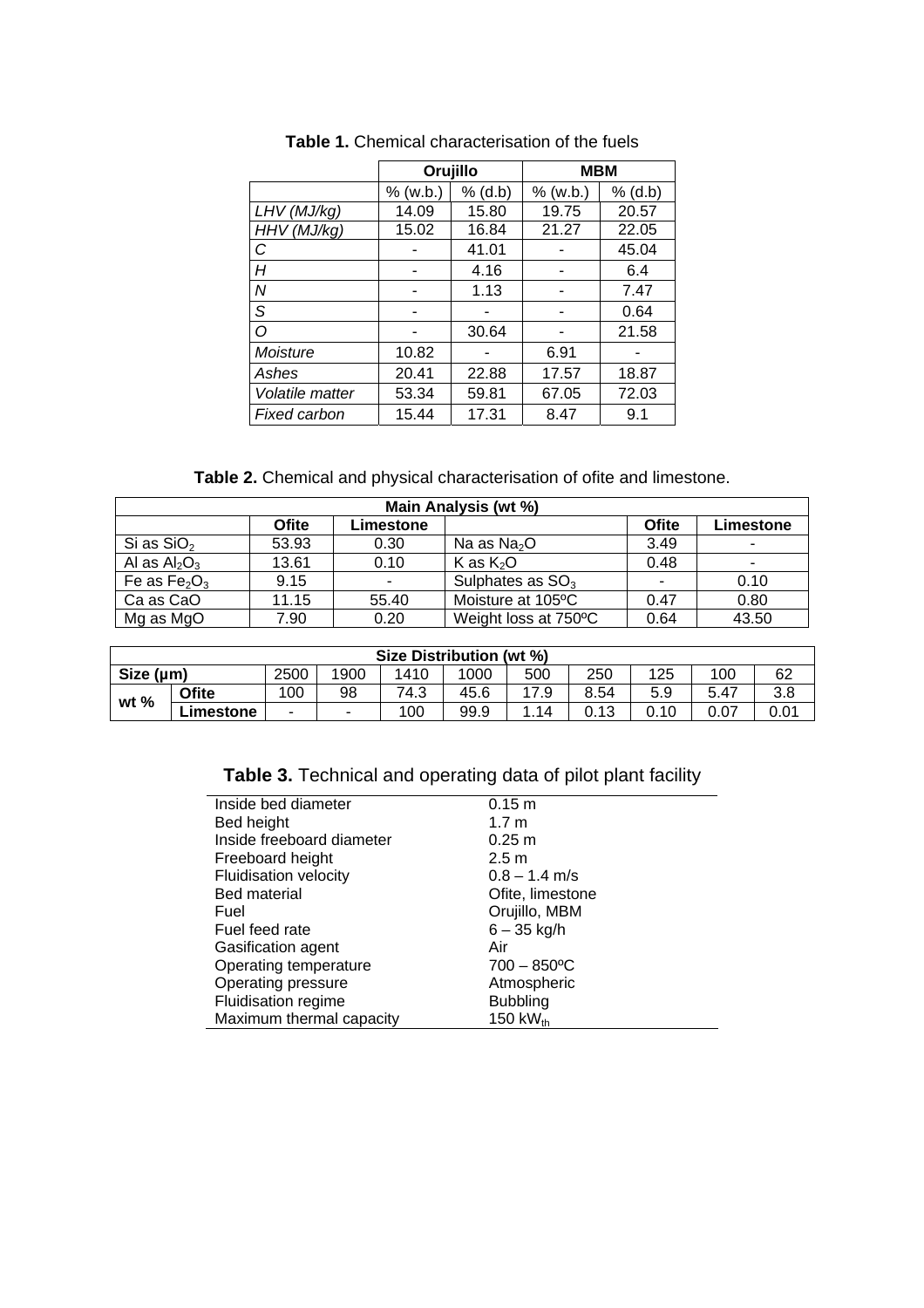**Table 1.** Chemical characterisation of the fuels

| | Orujillo | | MBM | |
|---|---|---|---|---|
| | % (w.b.) | % (d.b) | % (w.b.) | % (d.b) |
| *LHV (MJ/kg)* | 14.09 | 15.80 | 19.75 | 20.57 |
| *HHV (MJ/kg)* | 15.02 | 16.84 | 21.27 | 22.05 |
| *C* | - | 41.01 | - | 45.04 |
| *H* | - | 4.16 | - | 6.4 |
| *N* | - | 1.13 | - | 7.47 |
| *S* | - | - | - | 0.64 |
| *O* | - | 30.64 | - | 21.58 |
| *Moisture* | 10.82 | - | 6.91 | - |
| *Ashes* | 20.41 | 22.88 | 17.57 | 18.87 |
| *Volatile matter* | 53.34 | 59.81 | 67.05 | 72.03 |
| *Fixed carbon* | 15.44 | 17.31 | 8.47 | 9.1 |

**Table 2.** Chemical and physical characterisation of ofite and limestone.

| Main Analysis (wt %) | | | | | |
|---|---|---|---|---|---|
| | **Ofite** | **Limestone** | | **Ofite** | **Limestone** |
| Si as $SiO_2$ | 53.93 | 0.30 | Na as $Na_2O$ | 3.49 | - |
| Al as $Al_2O_3$ | 13.61 | 0.10 | K as $K_2O$ | 0.48 | - |
| Fe as $Fe_2O_3$ | 9.15 | - | Sulphates as $SO_3$ | - | 0.10 |
| Ca as CaO | 11.15 | 55.40 | Moisture at 105ºC | 0.47 | 0.80 |
| Mg as MgO | 7.90 | 0.20 | Weight loss at 750ºC | 0.64 | 43.50 |

| Size Distribution (wt %) | | | | | | | | | | |
|---|---|---|---|---|---|---|---|---|---|---|
| **Size (μm)** | | 2500 | 1900 | 1410 | 1000 | 500 | 250 | 125 | 100 | 62 |
| **wt %** | **Ofite** | 100 | 98 | 74.3 | 45.6 | 17.9 | 8.54 | 5.9 | 5.47 | 3.8 |
| | **Limestone** | - | - | 100 | 99.9 | 1.14 | 0.13 | 0.10 | 0.07 | 0.01 |

**Table 3.** Technical and operating data of pilot plant facility

| | |
|---|---|
| Inside bed diameter | 0.15 m |
| Bed height | 1.7 m |
| Inside freeboard diameter | 0.25 m |
| Freeboard height | 2.5 m |
| Fluidisation velocity | 0.8 – 1.4 m/s |
| Bed material | Ofite, limestone |
| Fuel | Orujillo, MBM |
| Fuel feed rate | 6 – 35 kg/h |
| Gasification agent | Air |
| Operating temperature | 700 – 850ºC |
| Operating pressure | Atmospheric |
| Fluidisation regime | Bubbling |
| Maximum thermal capacity | 150 $kW_{th}$ |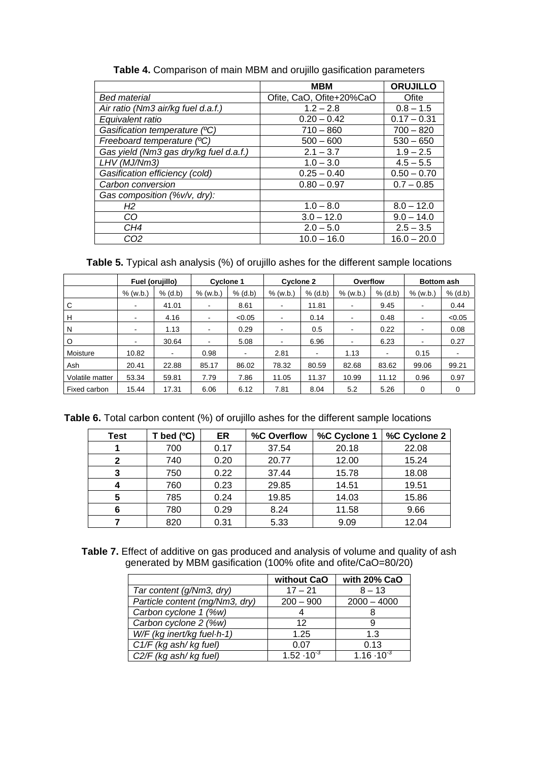**Table 4.** Comparison of main MBM and orujillo gasification parameters

| | MBM | ORUJILLO |
|---|---|---|
| *Bed material* | Ofite, CaO, Ofite+20%CaO | Ofite |
| *Air ratio (Nm3 air/kg fuel d.a.f.)* | 1.2 – 2.8 | 0.8 – 1.5 |
| *Equivalent ratio* | 0.20 – 0.42 | 0.17 – 0.31 |
| *Gasification temperature (ºC)* | 710 – 860 | 700 – 820 |
| *Freeboard temperature (ºC)* | 500 – 600 | 530 – 650 |
| *Gas yield (Nm3 gas dry/kg fuel d.a.f.)* | 2.1 – 3.7 | 1.9 – 2.5 |
| *LHV (MJ/Nm3)* | 1.0 – 3.0 | 4.5 – 5.5 |
| *Gasification efficiency (cold)* | 0.25 – 0.40 | 0.50 – 0.70 |
| *Carbon conversion* | 0.80 – 0.97 | 0.7 – 0.85 |
| *Gas composition (%v/v, dry):* | | |
| *H2* | 1.0 – 8.0 | 8.0 – 12.0 |
| *CO* | 3.0 – 12.0 | 9.0 – 14.0 |
| *CH4* | 2.0 – 5.0 | 2.5 – 3.5 |
| *CO2* | 10.0 – 16.0 | 16.0 – 20.0 |

**Table 5.** Typical ash analysis (%) of orujillo ashes for the different sample locations

| | Fuel (orujillo) | | Cyclone 1 | | Cyclone 2 | | Overflow | | Bottom ash | |
|---|---|---|---|---|---|---|---|---|---|---|
| | % (w.b.) | % (d.b) | % (w.b.) | % (d.b) | % (w.b.) | % (d.b) | % (w.b.) | % (d.b) | % (w.b.) | % (d.b) |
| C | - | 41.01 | - | 8.61 | - | 11.81 | - | 9.45 | - | 0.44 |
| H | - | 4.16 | - | <0.05 | - | 0.14 | - | 0.48 | - | <0.05 |
| N | - | 1.13 | - | 0.29 | - | 0.5 | - | 0.22 | - | 0.08 |
| O | - | 30.64 | - | 5.08 | - | 6.96 | - | 6.23 | - | 0.27 |
| Moisture | 10.82 | - | 0.98 | - | 2.81 | - | 1.13 | - | 0.15 | - |
| Ash | 20.41 | 22.88 | 85.17 | 86.02 | 78.32 | 80.59 | 82.68 | 83.62 | 99.06 | 99.21 |
| Volatile matter | 53.34 | 59.81 | 7.79 | 7.86 | 11.05 | 11.37 | 10.99 | 11.12 | 0.96 | 0.97 |
| Fixed carbon | 15.44 | 17.31 | 6.06 | 6.12 | 7.81 | 8.04 | 5.2 | 5.26 | 0 | 0 |

**Table 6.** Total carbon content (%) of orujillo ashes for the different sample locations

| Test | T bed (ºC) | ER | %C Overflow | %C Cyclone 1 | %C Cyclone 2 |
|---|---|---|---|---|---|
| **1** | 700 | 0.17 | 37.54 | 20.18 | 22.08 |
| **2** | 740 | 0.20 | 20.77 | 12.00 | 15.24 |
| **3** | 750 | 0.22 | 37.44 | 15.78 | 18.08 |
| **4** | 760 | 0.23 | 29.85 | 14.51 | 19.51 |
| **5** | 785 | 0.24 | 19.85 | 14.03 | 15.86 |
| **6** | 780 | 0.29 | 8.24 | 11.58 | 9.66 |
| **7** | 820 | 0.31 | 5.33 | 9.09 | 12.04 |

**Table 7.** Effect of additive on gas produced and analysis of volume and quality of ash generated by MBM gasification (100% ofite and ofite/CaO=80/20)

| | without CaO | with 20% CaO |
|---|---|---|
| *Tar content (g/Nm3, dry)* | 17 – 21 | 8 – 13 |
| *Particle content (mg/Nm3, dry)* | 200 – 900 | 2000 – 4000 |
| *Carbon cyclone 1 (%w)* | 4 | 8 |
| *Carbon cyclone 2 (%w)* | 12 | 9 |
| *W/F (kg inert/kg fuel·h-1)* | 1.25 | 1.3 |
| *C1/F (kg ash/ kg fuel)* | 0.07 | 0.13 |
| *C2/F (kg ash/ kg fuel)* | $1.52 \cdot 10^{-3}$ | $1.16 \cdot 10^{-3}$ |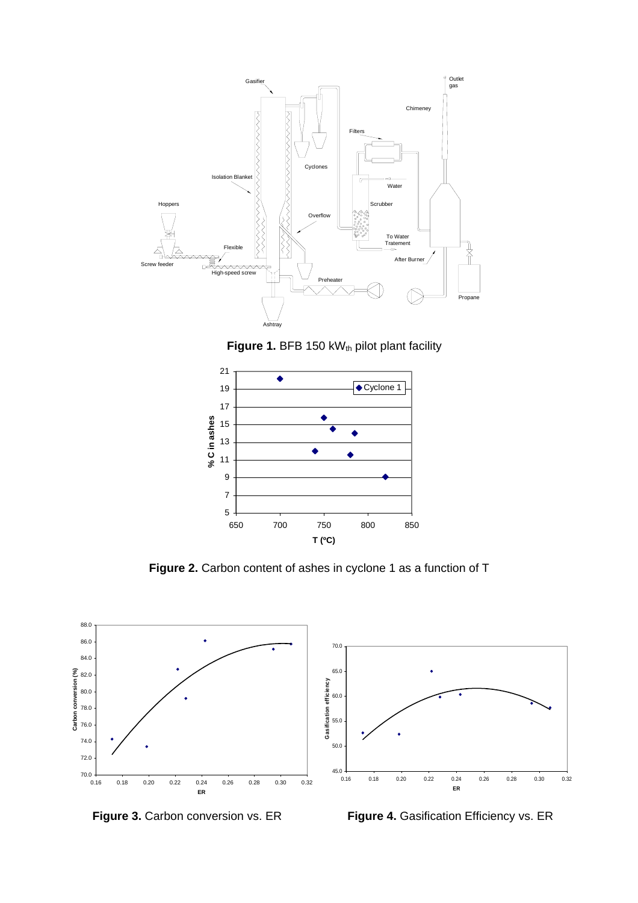Gasifier

Outlet gas

Chimeney

Filters

Cyclones

Water

Isolation Blanket

Scrubber

Hoppers

Overflow

To Water Tratement

Flexible

After Burner

Screw feeder

High-speed screw

Preheater

Propane

Ashtray

**Figure 1.** BFB 150 $kW_{th}$ pilot plant facility

21
19
17
15
13
11
9
7
5

% C in ashes

Cyclone 1

650 700 750 800 850

T (ºC)

**Figure 2.** Carbon content of ashes in cyclone 1 as a function of T

88.0
86.0
84.0
82.0
80.0
78.0
76.0
74.0
72.0
70.0

Carbon conversion (%)

0.16 0.18 0.20 0.22 0.24 0.26 0.28 0.30 0.32

ER

70.0
65.0
60.0
55.0
50.0
45.0

Gasification efficiency

0.16 0.18 0.20 0.22 0.24 0.26 0.28 0.30 0.32

ER

**Figure 3.** Carbon conversion vs. ER

**Figure 4.** Gasification Efficiency vs. ER